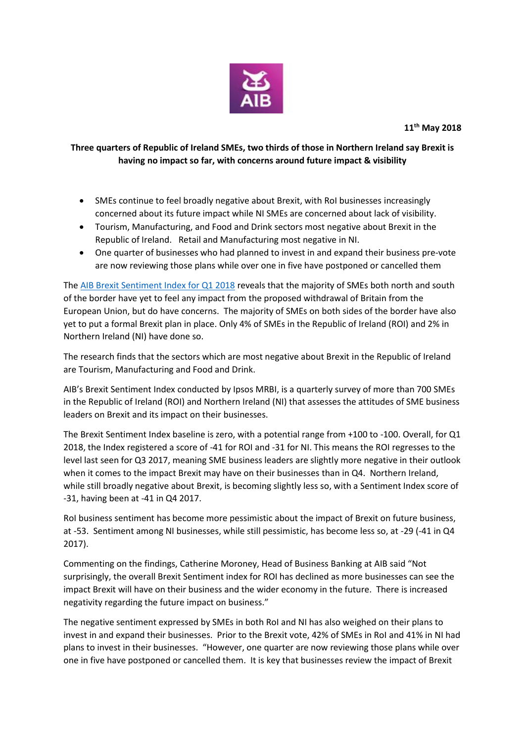**11th May 2018**

**Three quarters of Republic of Ireland SMEs, two thirds of those in Northern Ireland say Brexit is having no impact so far, with concerns around future impact & visibility**

- SMEs continue to feel broadly negative about Brexit, with RoI businesses increasingly concerned about its future impact while NI SMEs are concerned about lack of visibility.
- Tourism, Manufacturing, and Food and Drink sectors most negative about Brexit in the Republic of Ireland. Retail and Manufacturing most negative in NI.
- One quarter of businesses who had planned to invest in and expand their business pre-vote are now reviewing those plans while over one in five have postponed or cancelled them

The AIB Brexit Sentiment Index for Q1 2018 reveals that the majority of SMEs both north and south of the border have yet to feel any impact from the proposed withdrawal of Britain from the European Union, but do have concerns. The majority of SMEs on both sides of the border have also yet to put a formal Brexit plan in place. Only 4% of SMEs in the Republic of Ireland (ROI) and 2% in Northern Ireland (NI) have done so.

The research finds that the sectors which are most negative about Brexit in the Republic of Ireland are Tourism, Manufacturing and Food and Drink.

AIB's Brexit Sentiment Index conducted by Ipsos MRBI, is a quarterly survey of more than 700 SMEs in the Republic of Ireland (ROI) and Northern Ireland (NI) that assesses the attitudes of SME business leaders on Brexit and its impact on their businesses.

The Brexit Sentiment Index baseline is zero, with a potential range from +100 to -100. Overall, for Q1 2018, the Index registered a score of -41 for ROI and -31 for NI. This means the ROI regresses to the level last seen for Q3 2017, meaning SME business leaders are slightly more negative in their outlook when it comes to the impact Brexit may have on their businesses than in Q4. Northern Ireland, while still broadly negative about Brexit, is becoming slightly less so, with a Sentiment Index score of -31, having been at -41 in Q4 2017.

RoI business sentiment has become more pessimistic about the impact of Brexit on future business, at -53. Sentiment among NI businesses, while still pessimistic, has become less so, at -29 (-41 in Q4 2017).

Commenting on the findings, Catherine Moroney, Head of Business Banking at AIB said "Not surprisingly, the overall Brexit Sentiment index for ROI has declined as more businesses can see the impact Brexit will have on their business and the wider economy in the future. There is increased negativity regarding the future impact on business."

The negative sentiment expressed by SMEs in both RoI and NI has also weighed on their plans to invest in and expand their businesses. Prior to the Brexit vote, 42% of SMEs in RoI and 41% in NI had plans to invest in their businesses. "However, one quarter are now reviewing those plans while over one in five have postponed or cancelled them. It is key that businesses review the impact of Brexit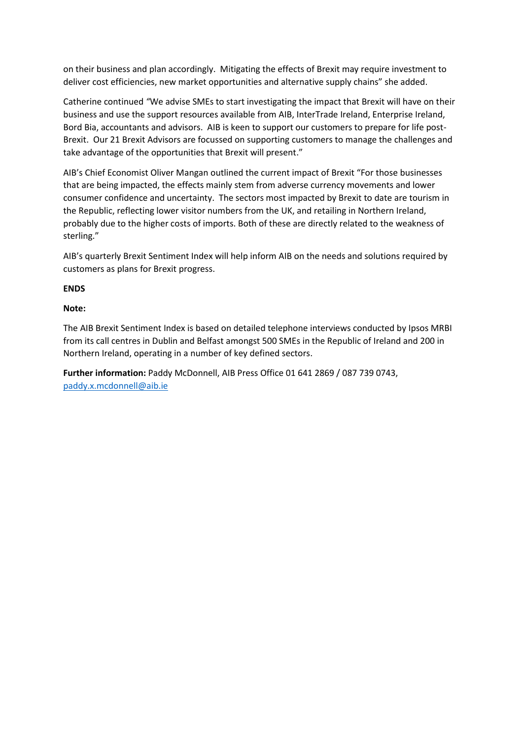on their business and plan accordingly. Mitigating the effects of Brexit may require investment to deliver cost efficiencies, new market opportunities and alternative supply chains" she added.

Catherine continued "We advise SMEs to start investigating the impact that Brexit will have on their business and use the support resources available from AIB, InterTrade Ireland, Enterprise Ireland, Bord Bia, accountants and advisors. AIB is keen to support our customers to prepare for life post-Brexit. Our 21 Brexit Advisors are focussed on supporting customers to manage the challenges and take advantage of the opportunities that Brexit will present."

AIB's Chief Economist Oliver Mangan outlined the current impact of Brexit "For those businesses that are being impacted, the effects mainly stem from adverse currency movements and lower consumer confidence and uncertainty. The sectors most impacted by Brexit to date are tourism in the Republic, reflecting lower visitor numbers from the UK, and retailing in Northern Ireland, probably due to the higher costs of imports. Both of these are directly related to the weakness of sterling."

AIB's quarterly Brexit Sentiment Index will help inform AIB on the needs and solutions required by customers as plans for Brexit progress.

**ENDS**

**Note:**

The AIB Brexit Sentiment Index is based on detailed telephone interviews conducted by Ipsos MRBI from its call centres in Dublin and Belfast amongst 500 SMEs in the Republic of Ireland and 200 in Northern Ireland, operating in a number of key defined sectors.

**Further information:** Paddy McDonnell, AIB Press Office 01 641 2869 / 087 739 0743, [paddy.x.mcdonnell@aib.ie](mailto:paddy.x.mcdonnell@aib.ie)